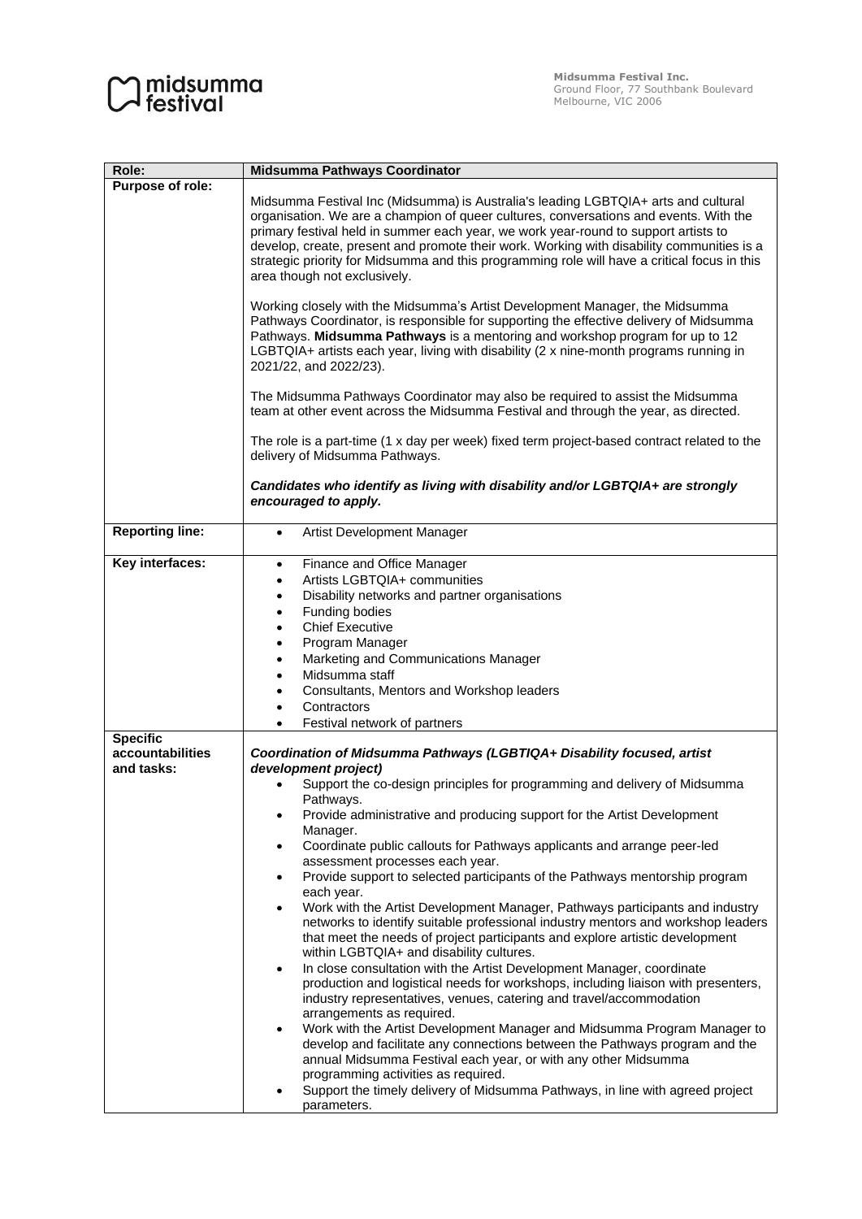**Midsumma Festival Inc.**
Ground Floor, 77 Southbank Boulevard
Melbourne, VIC 2006

| Role: | Midsumma Pathways Coordinator |
|---|---|
| **Purpose of role:** | Midsumma Festival Inc (Midsumma) is Australia's leading LGBTQIA+ arts and cultural organisation. We are a champion of queer cultures, conversations and events. With the primary festival held in summer each year, we work year-round to support artists to develop, create, present and promote their work. Working with disability communities is a strategic priority for Midsumma and this programming role will have a critical focus in this area though not exclusively.<br><br>Working closely with the Midsumma's Artist Development Manager, the Midsumma Pathways Coordinator, is responsible for supporting the effective delivery of Midsumma Pathways. **Midsumma Pathways** is a mentoring and workshop program for up to 12 LGBTQIA+ artists each year, living with disability (2 x nine-month programs running in 2021/22, and 2022/23).<br><br>The Midsumma Pathways Coordinator may also be required to assist the Midsumma team at other event across the Midsumma Festival and through the year, as directed.<br><br>The role is a part-time (1 x day per week) fixed term project-based contract related to the delivery of Midsumma Pathways.<br><br>***Candidates who identify as living with disability and/or LGBTQIA+ are strongly encouraged to apply.*** |
| **Reporting line:** | • Artist Development Manager |
| **Key interfaces:** | • Finance and Office Manager<br>• Artists LGBTQIA+ communities<br>• Disability networks and partner organisations<br>• Funding bodies<br>• Chief Executive<br>• Program Manager<br>• Marketing and Communications Manager<br>• Midsumma staff<br>• Consultants, Mentors and Workshop leaders<br>• Contractors<br>• Festival network of partners |
| **Specific accountabilities and tasks:** | ***Coordination of Midsumma Pathways (LGBTIQA+ Disability focused, artist development project)***<br>• Support the co-design principles for programming and delivery of Midsumma Pathways.<br>• Provide administrative and producing support for the Artist Development Manager.<br>• Coordinate public callouts for Pathways applicants and arrange peer-led assessment processes each year.<br>• Provide support to selected participants of the Pathways mentorship program each year.<br>• Work with the Artist Development Manager, Pathways participants and industry networks to identify suitable professional industry mentors and workshop leaders that meet the needs of project participants and explore artistic development within LGBTQIA+ and disability cultures.<br>• In close consultation with the Artist Development Manager, coordinate production and logistical needs for workshops, including liaison with presenters, industry representatives, venues, catering and travel/accommodation arrangements as required.<br>• Work with the Artist Development Manager and Midsumma Program Manager to develop and facilitate any connections between the Pathways program and the annual Midsumma Festival each year, or with any other Midsumma programming activities as required.<br>• Support the timely delivery of Midsumma Pathways, in line with agreed project parameters. |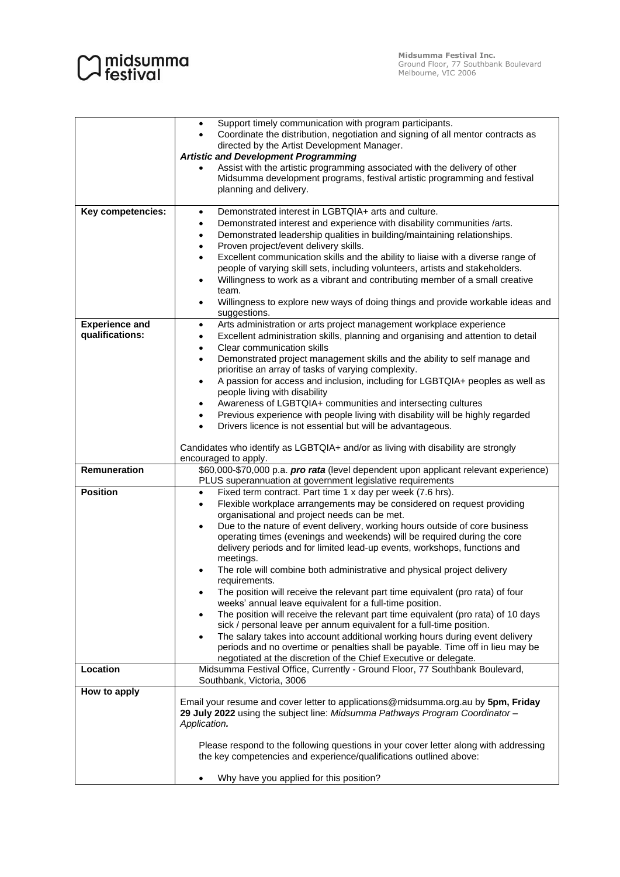| | |
|---|---|
| | • Support timely communication with program participants.<br>• Coordinate the distribution, negotiation and signing of all mentor contracts as directed by the Artist Development Manager.<br>***Artistic and Development Programming***<br>• Assist with the artistic programming associated with the delivery of other Midsumma development programs, festival artistic programming and festival planning and delivery. |
| **Key competencies:** | • Demonstrated interest in LGBTQIA+ arts and culture.<br>• Demonstrated interest and experience with disability communities /arts.<br>• Demonstrated leadership qualities in building/maintaining relationships.<br>• Proven project/event delivery skills.<br>• Excellent communication skills and the ability to liaise with a diverse range of people of varying skill sets, including volunteers, artists and stakeholders.<br>• Willingness to work as a vibrant and contributing member of a small creative team.<br>• Willingness to explore new ways of doing things and provide workable ideas and suggestions. |
| **Experience and qualifications:** | • Arts administration or arts project management workplace experience<br>• Excellent administration skills, planning and organising and attention to detail<br>• Clear communication skills<br>• Demonstrated project management skills and the ability to self manage and prioritise an array of tasks of varying complexity.<br>• A passion for access and inclusion, including for LGBTQIA+ peoples as well as people living with disability<br>• Awareness of LGBTQIA+ communities and intersecting cultures<br>• Previous experience with people living with disability will be highly regarded<br>• Drivers licence is not essential but will be advantageous.<br><br>Candidates who identify as LGBTQIA+ and/or as living with disability are strongly encouraged to apply. |
| **Remuneration** | $60,000-$70,000 p.a. ***pro rata*** (level dependent upon applicant relevant experience) PLUS superannuation at government legislative requirements |
| **Position** | • Fixed term contract. Part time 1 x day per week (7.6 hrs).<br>• Flexible workplace arrangements may be considered on request providing organisational and project needs can be met.<br>• Due to the nature of event delivery, working hours outside of core business operating times (evenings and weekends) will be required during the core delivery periods and for limited lead-up events, workshops, functions and meetings.<br>• The role will combine both administrative and physical project delivery requirements.<br>• The position will receive the relevant part time equivalent (pro rata) of four weeks' annual leave equivalent for a full-time position.<br>• The position will receive the relevant part time equivalent (pro rata) of 10 days sick / personal leave per annum equivalent for a full-time position.<br>• The salary takes into account additional working hours during event delivery periods and no overtime or penalties shall be payable. Time off in lieu may be negotiated at the discretion of the Chief Executive or delegate. |
| **Location** | Midsumma Festival Office, Currently - Ground Floor, 77 Southbank Boulevard, Southbank, Victoria, 3006 |
| **How to apply** | Email your resume and cover letter to applications@midsumma.org.au by **5pm, Friday 29 July 2022** using the subject line: *Midsumma Pathways Program Coordinator – Application.*<br><br>Please respond to the following questions in your cover letter along with addressing the key competencies and experience/qualifications outlined above:<br><br>• Why have you applied for this position? |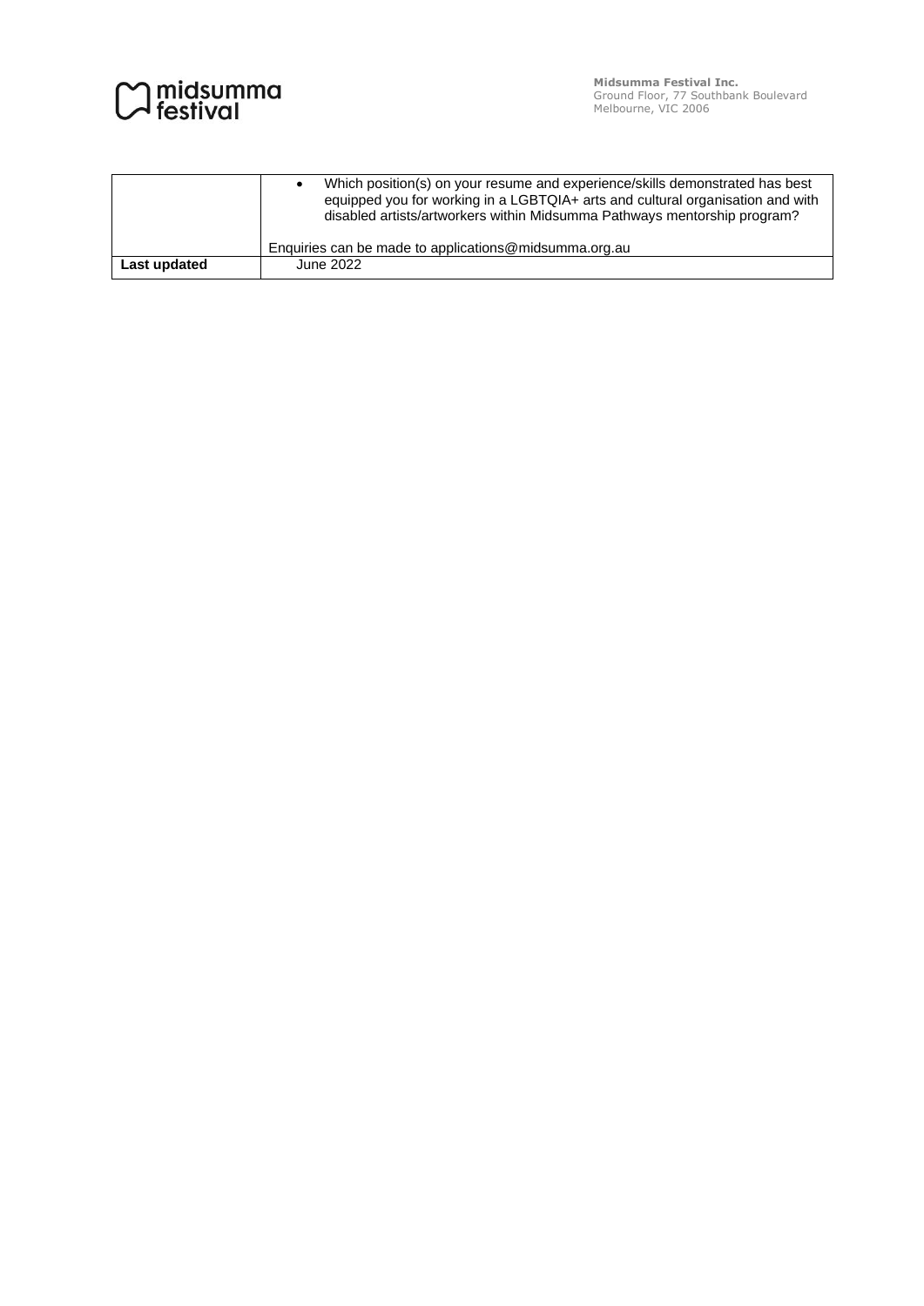| | |
|---|---|
| | • Which position(s) on your resume and experience/skills demonstrated has best equipped you for working in a LGBTQIA+ arts and cultural organisation and with disabled artists/artworkers within Midsumma Pathways mentorship program?<br><br>Enquiries can be made to applications@midsumma.org.au |
| **Last updated** | June 2022 |